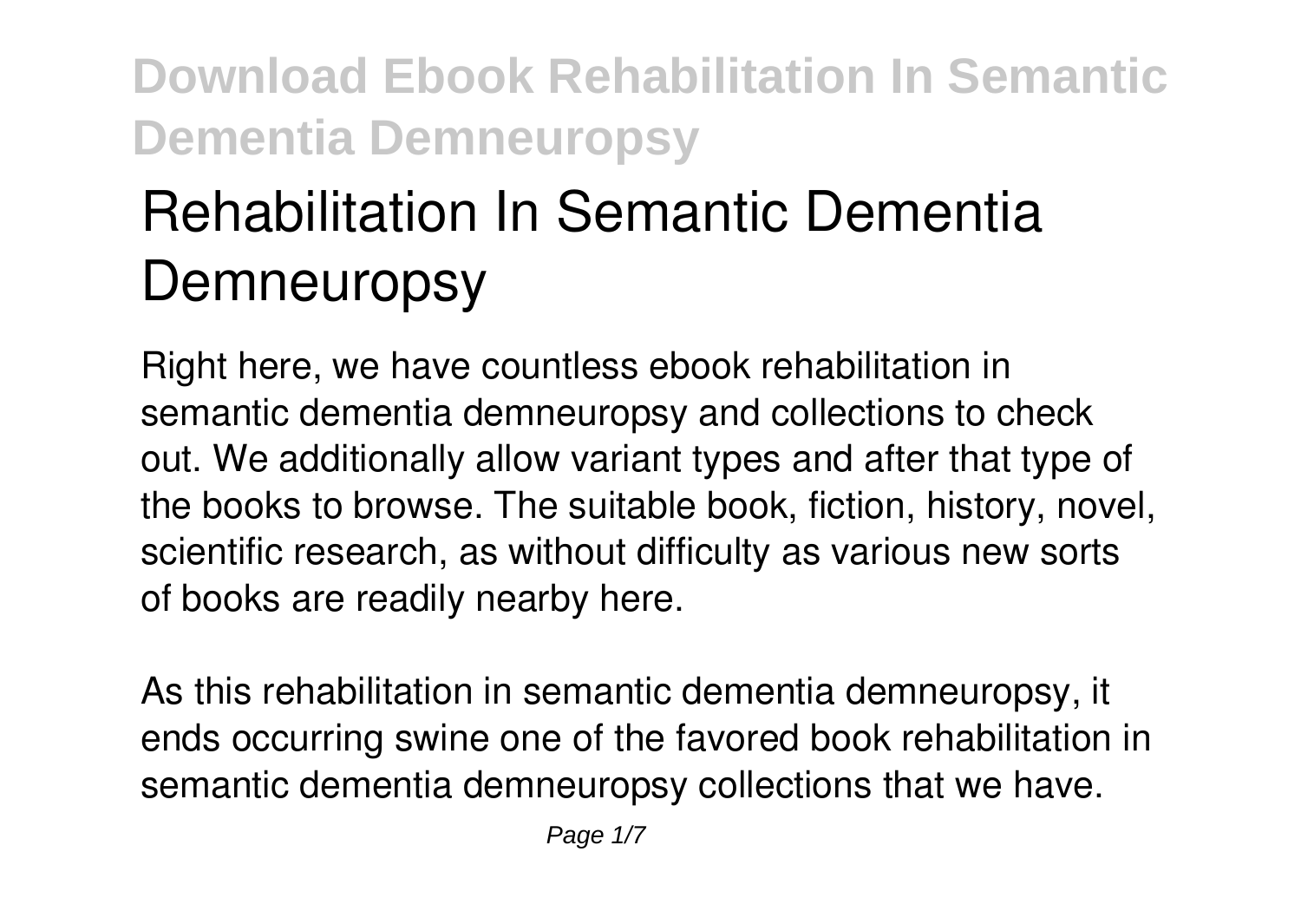# Rehabilitation In Semantic Dementia Demneuropsy

Right here, we have countless ebook rehabilitation in semantic dementia demneuropsy and collections to check out. We additionally allow variant types and after that type of the books to browse. The suitable book, fiction, history, novel, scientific research, as without difficulty as various new sorts of books are readily nearby here.

As this rehabilitation in semantic dementia demneuropsy, it ends occurring swine one of the favored book rehabilitation in semantic dementia demneuropsy collections that we have.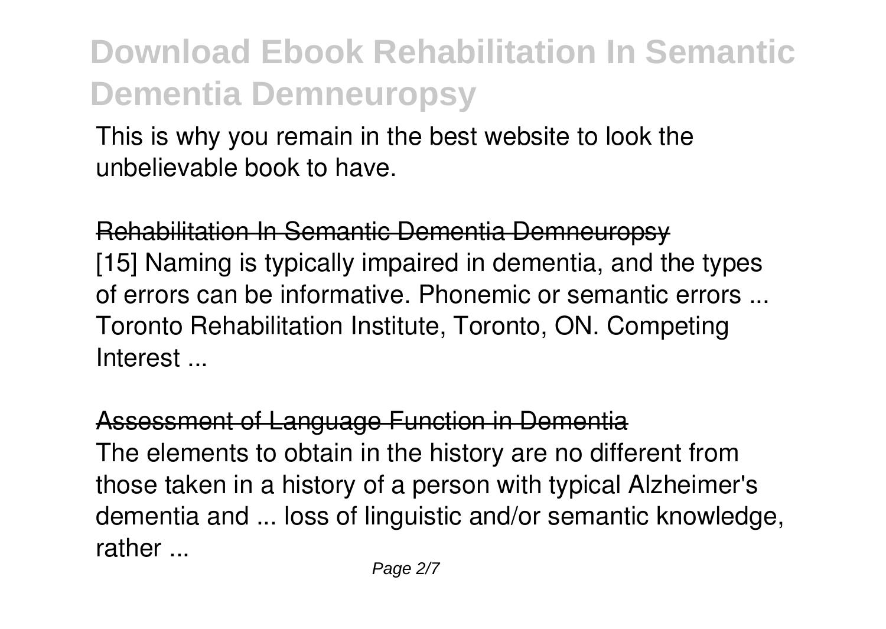This is why you remain in the best website to look the unbelievable book to have.

## Rehabilitation In Semantic Dementia Demneuropsy

[15] Naming is typically impaired in dementia, and the types of errors can be informative. Phonemic or semantic errors ... Toronto Rehabilitation Institute, Toronto, ON. Competing Interest ...

## Assessment of Language Function in Dementia

The elements to obtain in the history are no different from those taken in a history of a person with typical Alzheimer's dementia and ... loss of linguistic and/or semantic knowledge, rather ...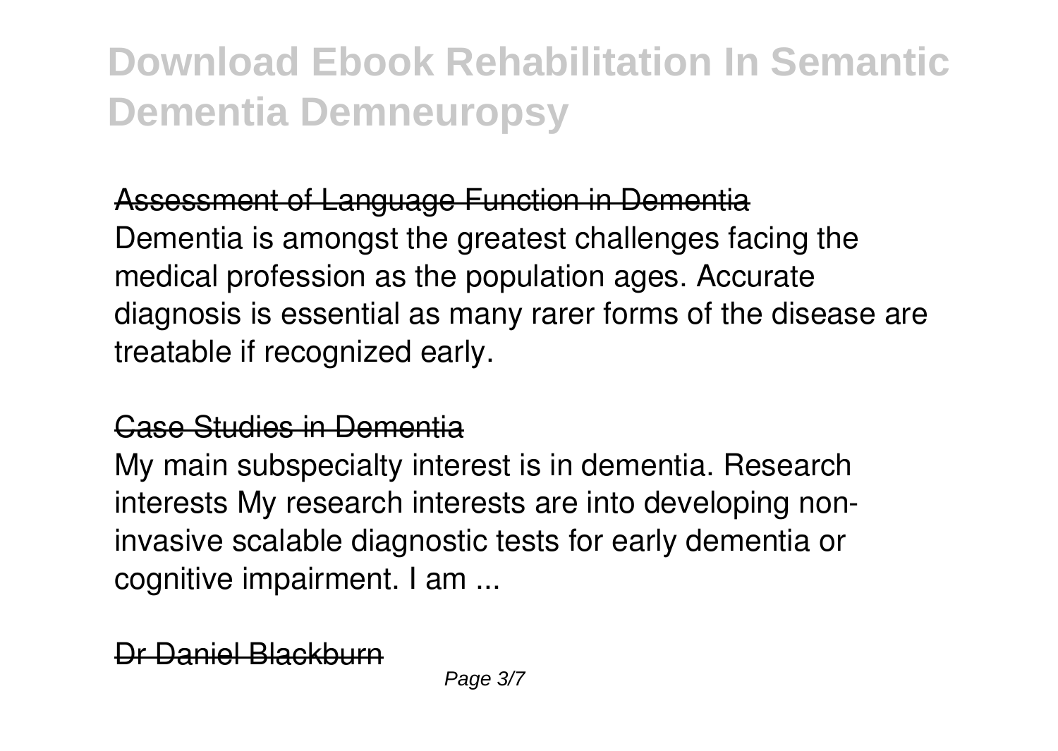## Assessment of Language Function in Dementia

Dementia is amongst the greatest challenges facing the medical profession as the population ages. Accurate diagnosis is essential as many rarer forms of the disease are treatable if recognized early.

## Case Studies in Dementia

My main subspecialty interest is in dementia. Research interests My research interests are into developing non-invasive scalable diagnostic tests for early dementia or cognitive impairment. I am ...

## Dr Daniel Blackburn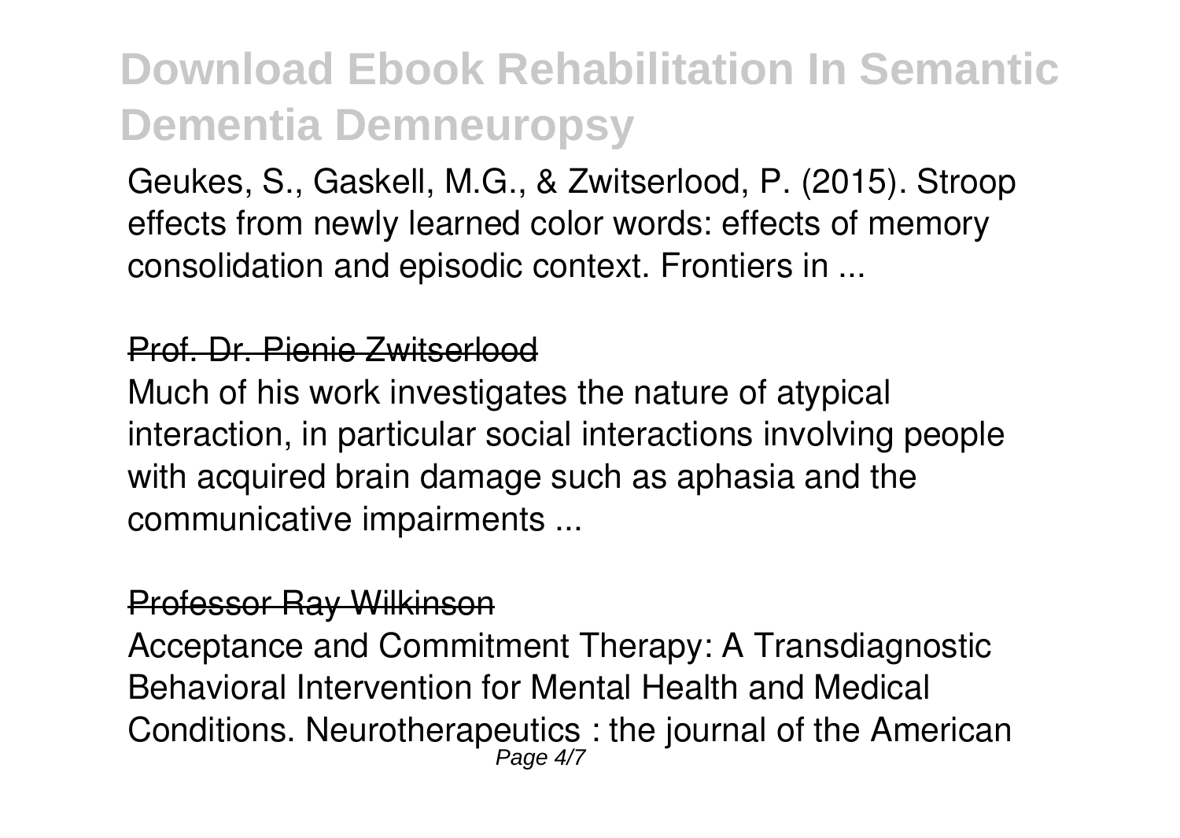Geukes, S., Gaskell, M.G., & Zwitserlood, P. (2015). Stroop effects from newly learned color words: effects of memory consolidation and episodic context. Frontiers in ...

## Prof. Dr. Pienie Zwitserlood

Much of his work investigates the nature of atypical interaction, in particular social interactions involving people with acquired brain damage such as aphasia and the communicative impairments ...

## Professor Ray Wilkinson

Acceptance and Commitment Therapy: A Transdiagnostic Behavioral Intervention for Mental Health and Medical Conditions. Neurotherapeutics : the journal of the American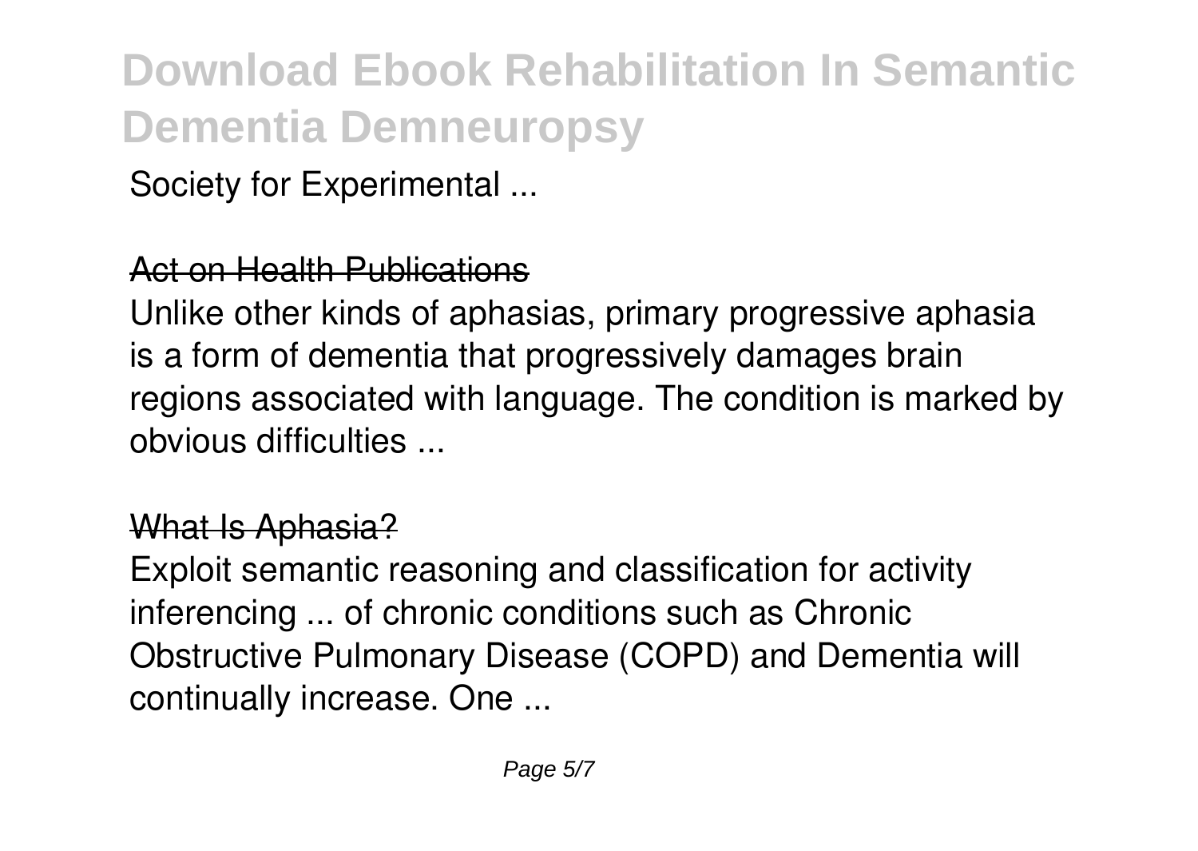Society for Experimental ...

## Act on Health Publications

Unlike other kinds of aphasias, primary progressive aphasia is a form of dementia that progressively damages brain regions associated with language. The condition is marked by obvious difficulties ...

## What Is Aphasia?

Exploit semantic reasoning and classification for activity inferencing ... of chronic conditions such as Chronic Obstructive Pulmonary Disease (COPD) and Dementia will continually increase. One ...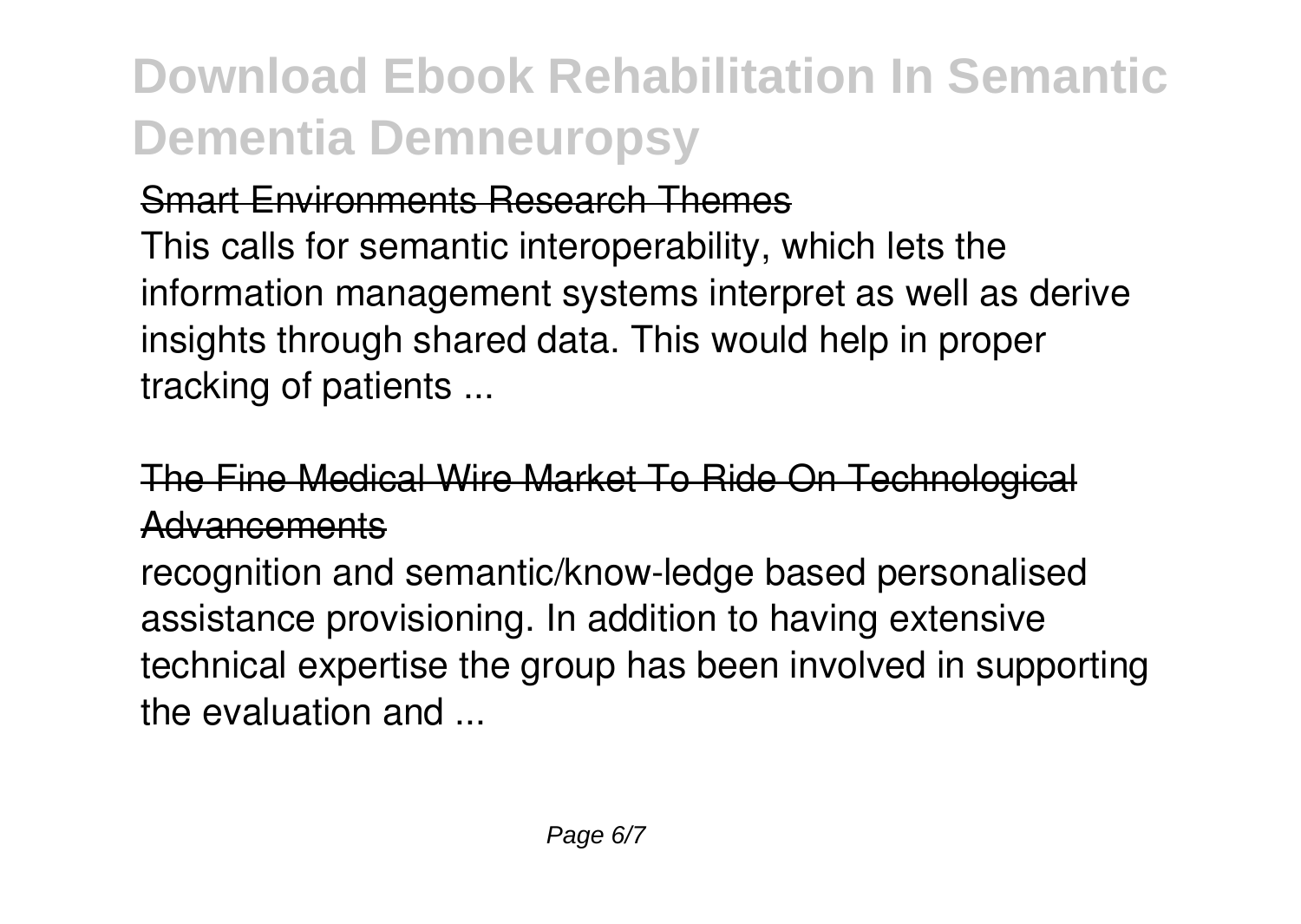## Smart Environments Research Themes

This calls for semantic interoperability, which lets the information management systems interpret as well as derive insights through shared data. This would help in proper tracking of patients ...

## The Fine Medical Wire Market To Ride On Technological Advancements

recognition and semantic/know-ledge based personalised assistance provisioning. In addition to having extensive technical expertise the group has been involved in supporting the evaluation and ...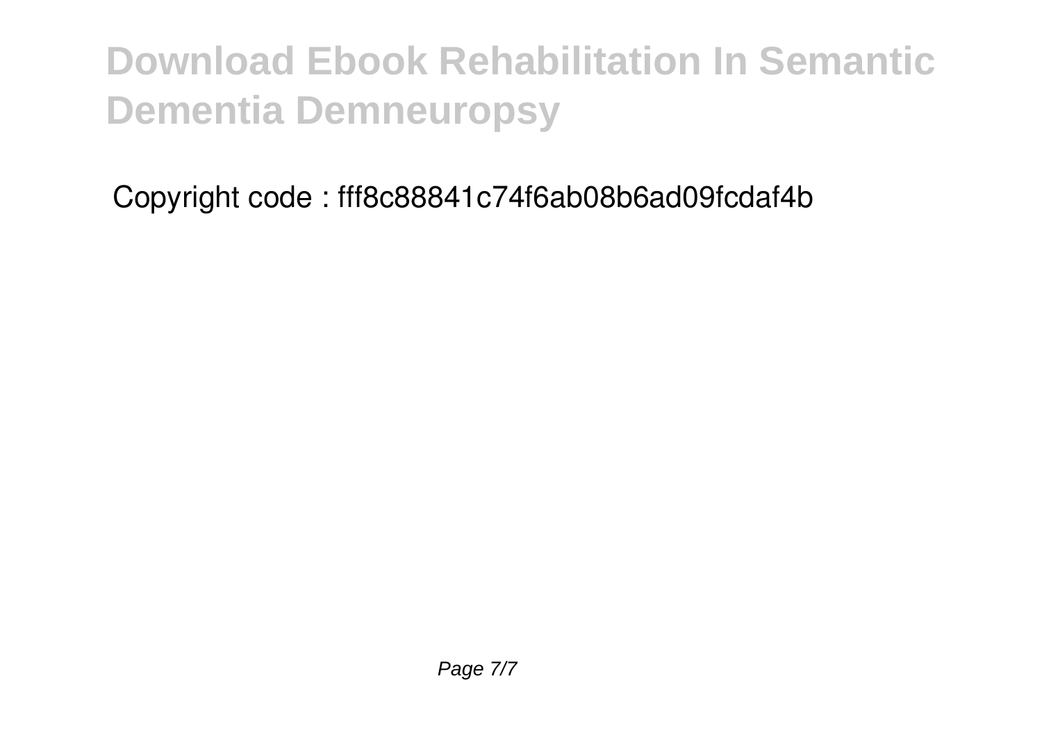Copyright code : fff8c88841c74f6ab08b6ad09fcdaf4b